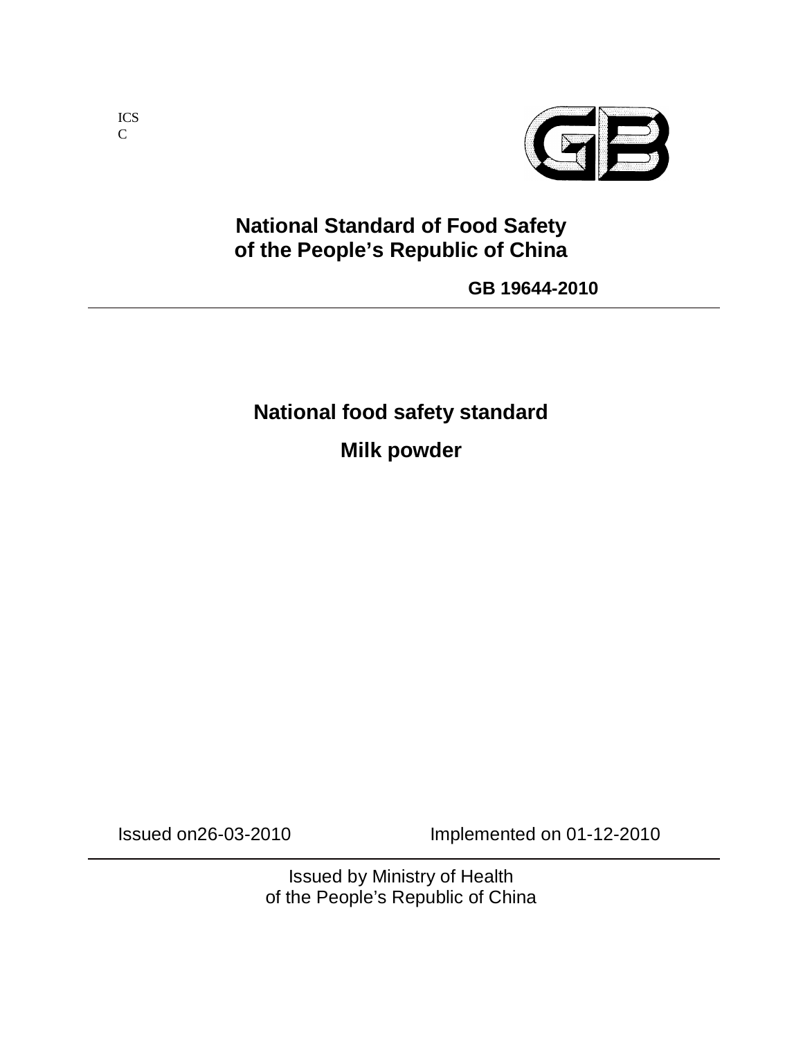ICS
C

**National Standard of Food Safety**
**of the People's Republic of China**

**GB 19644-2010**

---

# National food safety standard

# Milk powder

Issued on26-03-2010 Implemented on 01-12-2010

---

Issued by Ministry of Health
of the People's Republic of China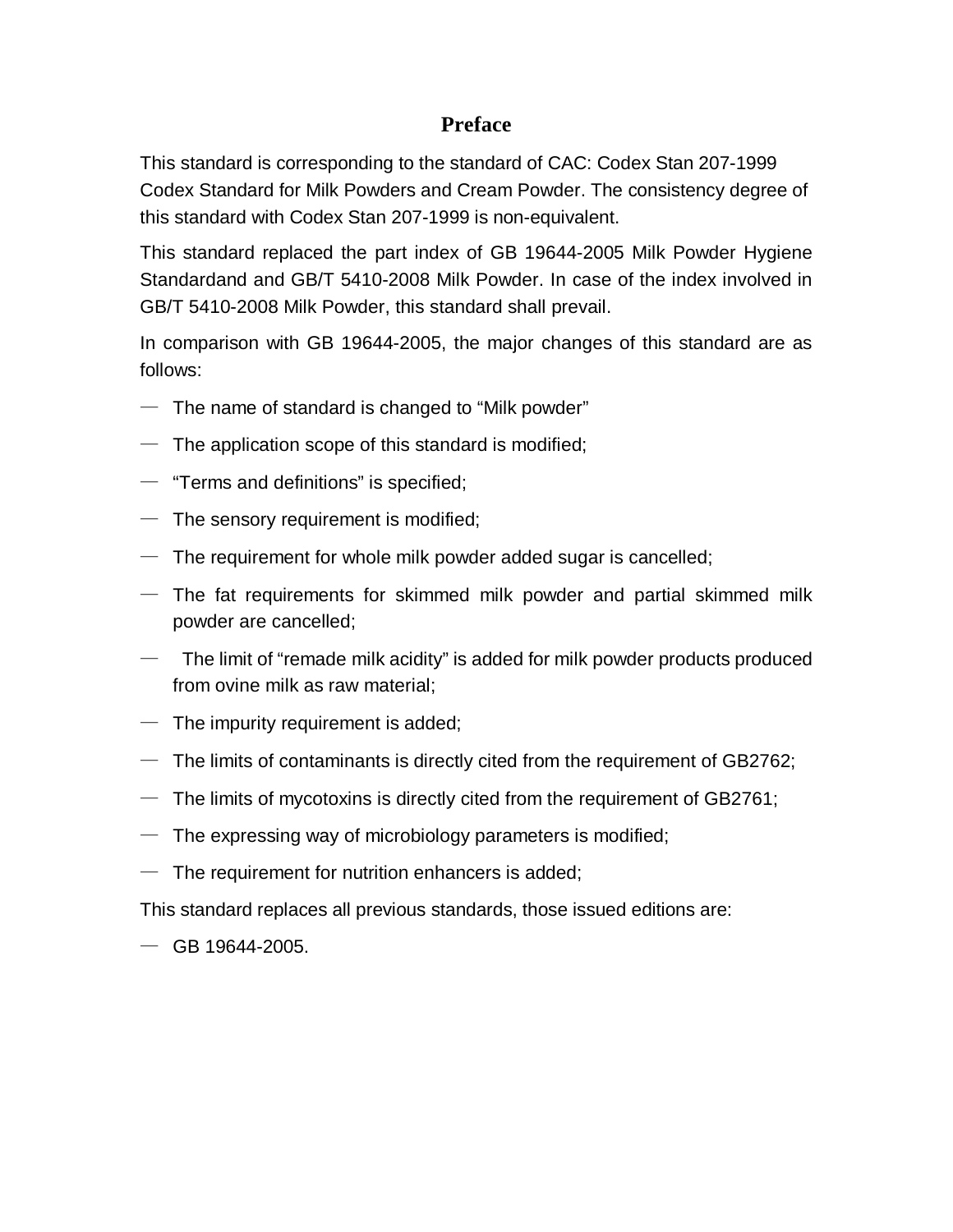# Preface

This standard is corresponding to the standard of CAC: Codex Stan 207-1999 Codex Standard for Milk Powders and Cream Powder. The consistency degree of this standard with Codex Stan 207-1999 is non-equivalent.

This standard replaced the part index of GB 19644-2005 Milk Powder Hygiene Standardand and GB/T 5410-2008 Milk Powder. In case of the index involved in GB/T 5410-2008 Milk Powder, this standard shall prevail.

In comparison with GB 19644-2005, the major changes of this standard are as follows:

— The name of standard is changed to “Milk powder”

— The application scope of this standard is modified;

— “Terms and definitions” is specified;

— The sensory requirement is modified;

— The requirement for whole milk powder added sugar is cancelled;

— The fat requirements for skimmed milk powder and partial skimmed milk powder are cancelled;

— The limit of “remade milk acidity” is added for milk powder products produced from ovine milk as raw material;

— The impurity requirement is added;

— The limits of contaminants is directly cited from the requirement of GB2762;

— The limits of mycotoxins is directly cited from the requirement of GB2761;

— The expressing way of microbiology parameters is modified;

— The requirement for nutrition enhancers is added;

This standard replaces all previous standards, those issued editions are:

— GB 19644-2005.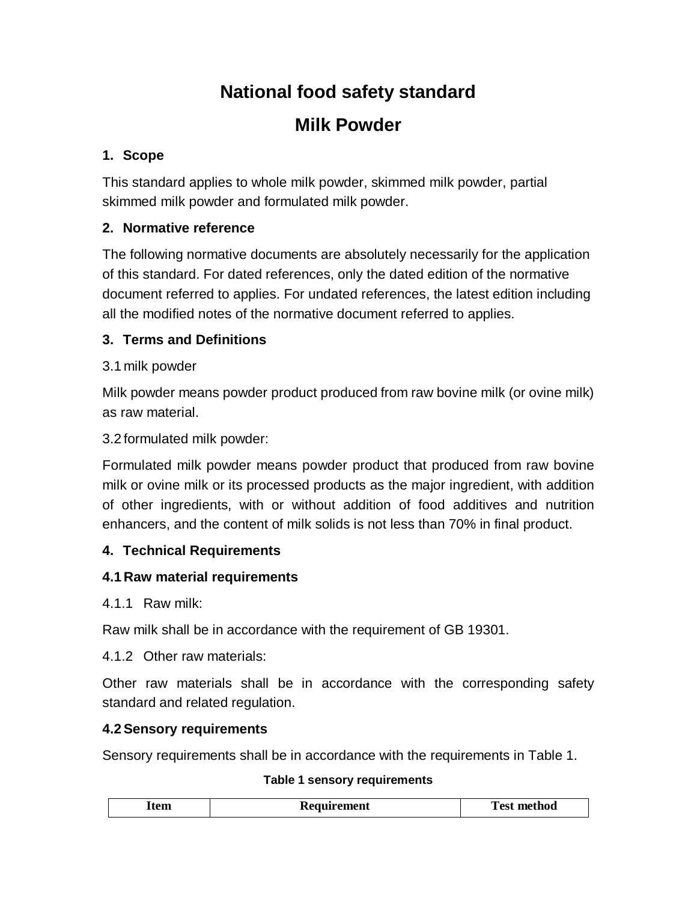# National food safety standard

# Milk Powder

## 1. Scope

This standard applies to whole milk powder, skimmed milk powder, partial skimmed milk powder and formulated milk powder.

## 2. Normative reference

The following normative documents are absolutely necessarily for the application of this standard. For dated references, only the dated edition of the normative document referred to applies. For undated references, the latest edition including all the modified notes of the normative document referred to applies.

## 3. Terms and Definitions

3.1 milk powder

Milk powder means powder product produced from raw bovine milk (or ovine milk) as raw material.

3.2 formulated milk powder:

Formulated milk powder means powder product that produced from raw bovine milk or ovine milk or its processed products as the major ingredient, with addition of other ingredients, with or without addition of food additives and nutrition enhancers, and the content of milk solids is not less than 70% in final product.

## 4. Technical Requirements

### 4.1 Raw material requirements

4.1.1 Raw milk:

Raw milk shall be in accordance with the requirement of GB 19301.

4.1.2 Other raw materials:

Other raw materials shall be in accordance with the corresponding safety standard and related regulation.

### 4.2 Sensory requirements

Sensory requirements shall be in accordance with the requirements in Table 1.

**Table 1 sensory requirements**

| Item | Requirement | Test method |
|---|---|---|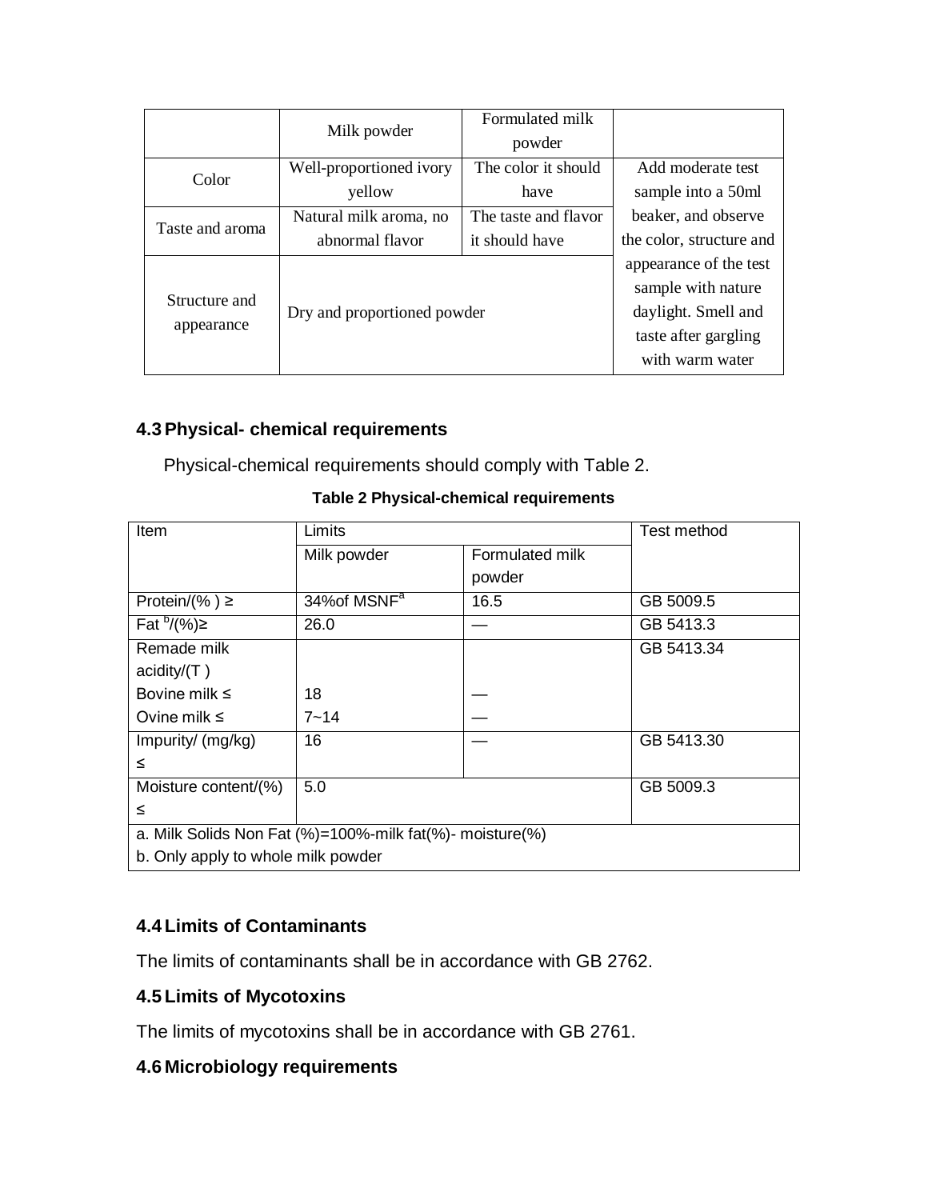| | Milk powder | Formulated milk powder | |
|---|---|---|---|
| Color | Well-proportioned ivory yellow | The color it should have | Add moderate test sample into a 50ml beaker, and observe the color, structure and appearance of the test sample with nature daylight. Smell and taste after gargling with warm water |
| Taste and aroma | Natural milk aroma, no abnormal flavor | The taste and flavor it should have | |
| Structure and appearance | Dry and proportioned powder | | |

### 4.3 Physical- chemical requirements

Physical-chemical requirements should comply with Table 2.

**Table 2 Physical-chemical requirements**

| Item | Limits | | Test method |
|---|---|---|---|
| | Milk powder | Formulated milk powder | |
| Protein/(% ) ≥ | 34%of MSNF[a] | 16.5 | GB 5009.5 |
| Fat [b]/(%)≥ | 26.0 | — | GB 5413.3 |
| Remade milk acidity/(T ) | | | GB 5413.34 |
| Bovine milk ≤ | 18 | — | |
| Ovine milk ≤ | 7~14 | — | |
| Impurity/ (mg/kg) ≤ | 16 | — | GB 5413.30 |
| Moisture content/(%) ≤ | 5.0 | | GB 5009.3 |
| a. Milk Solids Non Fat (%)=100%-milk fat(%)- moisture(%) | | | |
| b. Only apply to whole milk powder | | | |

### 4.4 Limits of Contaminants

The limits of contaminants shall be in accordance with GB 2762.

### 4.5 Limits of Mycotoxins

The limits of mycotoxins shall be in accordance with GB 2761.

### 4.6 Microbiology requirements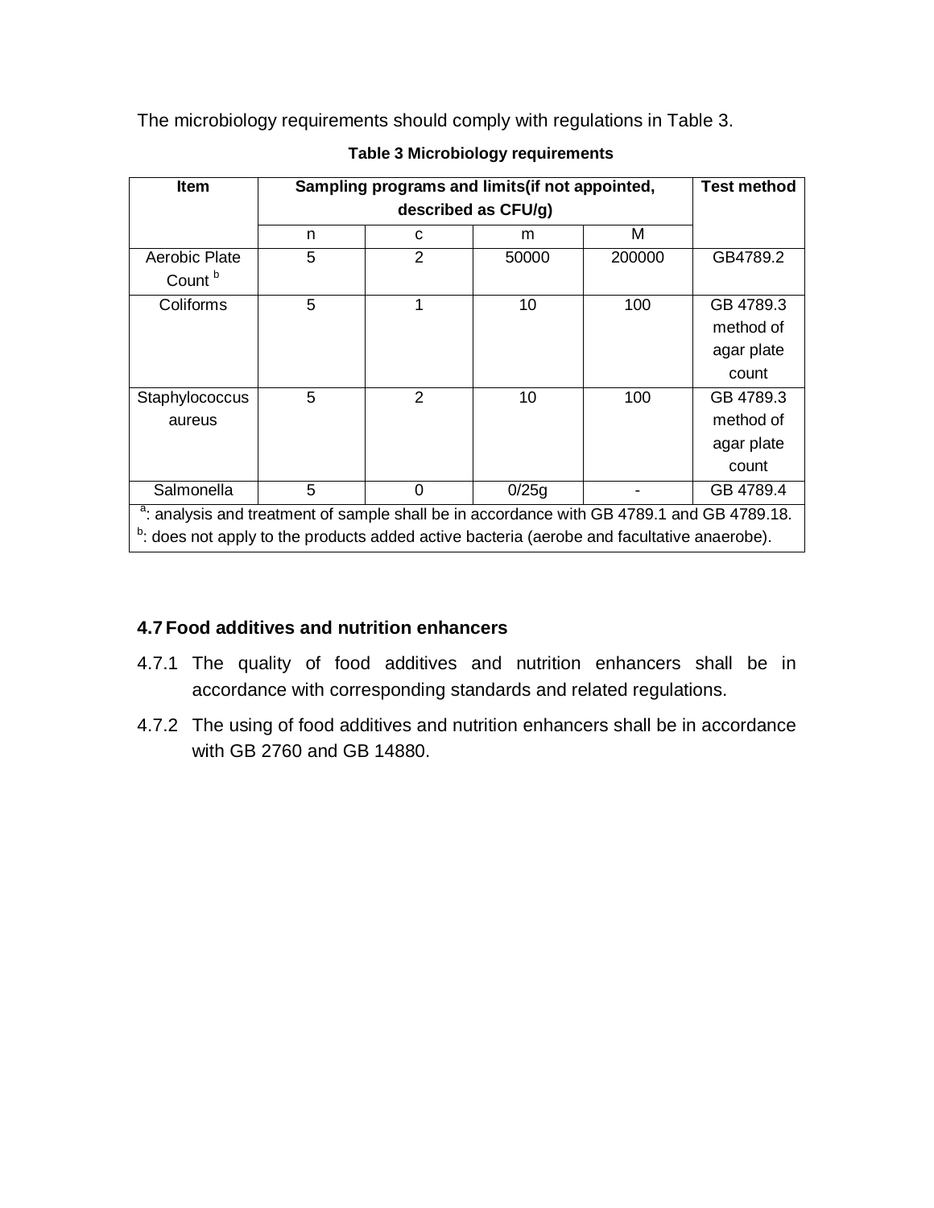The microbiology requirements should comply with regulations in Table 3.

**Table 3 Microbiology requirements**

| Item | Sampling programs and limits(if not appointed, described as CFU/g) | | | | Test method |
|---|---|---|---|---|---|
| | n | c | m | M | |
| Aerobic Plate Count [b] | 5 | 2 | 50000 | 200000 | GB4789.2 |
| Coliforms | 5 | 1 | 10 | 100 | GB 4789.3 method of agar plate count |
| Staphylococcus aureus | 5 | 2 | 10 | 100 | GB 4789.3 method of agar plate count |
| Salmonella | 5 | 0 | 0/25g | - | GB 4789.4 |

[a]: analysis and treatment of sample shall be in accordance with GB 4789.1 and GB 4789.18.
[b]: does not apply to the products added active bacteria (aerobe and facultative anaerobe).

### 4.7 Food additives and nutrition enhancers

4.7.1 The quality of food additives and nutrition enhancers shall be in accordance with corresponding standards and related regulations.

4.7.2 The using of food additives and nutrition enhancers shall be in accordance with GB 2760 and GB 14880.